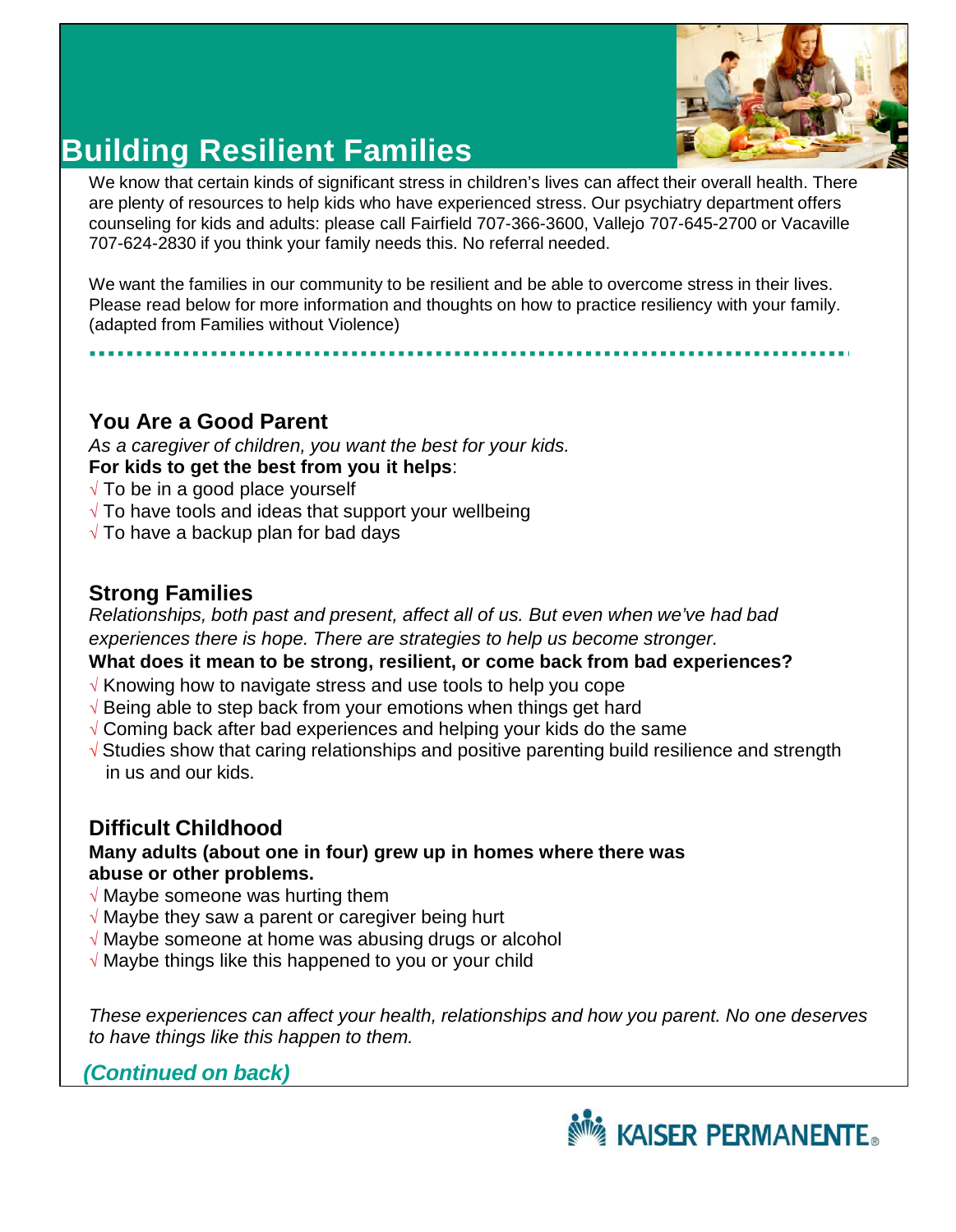# Building Resilient Families

We know that certain kinds of significant stress in children's lives can affect their overall health. There are plenty of resources to help kids who have experienced stress. Our psychiatry department offers counseling for kids and adults: please call Fairfield 707-366-3600, Vallejo 707-645-2700 or Vacaville 707-624-2830 if you think your family needs this. No referral needed.

We want the families in our community to be resilient and be able to overcome stress in their lives. Please read below for more information and thoughts on how to practice resiliency with your family. (adapted from Families without Violence)

## You Are a Good Parent

*As a caregiver of children, you want the best for your kids.*

**For kids to get the best from you it helps**:

√ To be in a good place yourself
√ To have tools and ideas that support your wellbeing
√ To have a backup plan for bad days

## Strong Families

*Relationships, both past and present, affect all of us. But even when we've had bad experiences there is hope. There are strategies to help us become stronger.*

**What does it mean to be strong, resilient, or come back from bad experiences?**

√ Knowing how to navigate stress and use tools to help you cope
√ Being able to step back from your emotions when things get hard
√ Coming back after bad experiences and helping your kids do the same
√ Studies show that caring relationships and positive parenting build resilience and strength in us and our kids.

## Difficult Childhood

**Many adults (about one in four) grew up in homes where there was abuse or other problems.**

√ Maybe someone was hurting them
√ Maybe they saw a parent or caregiver being hurt
√ Maybe someone at home was abusing drugs or alcohol
√ Maybe things like this happened to you or your child

*These experiences can affect your health, relationships and how you parent. No one deserves to have things like this happen to them.*

***(Continued on back)***

KAISER PERMANENTE®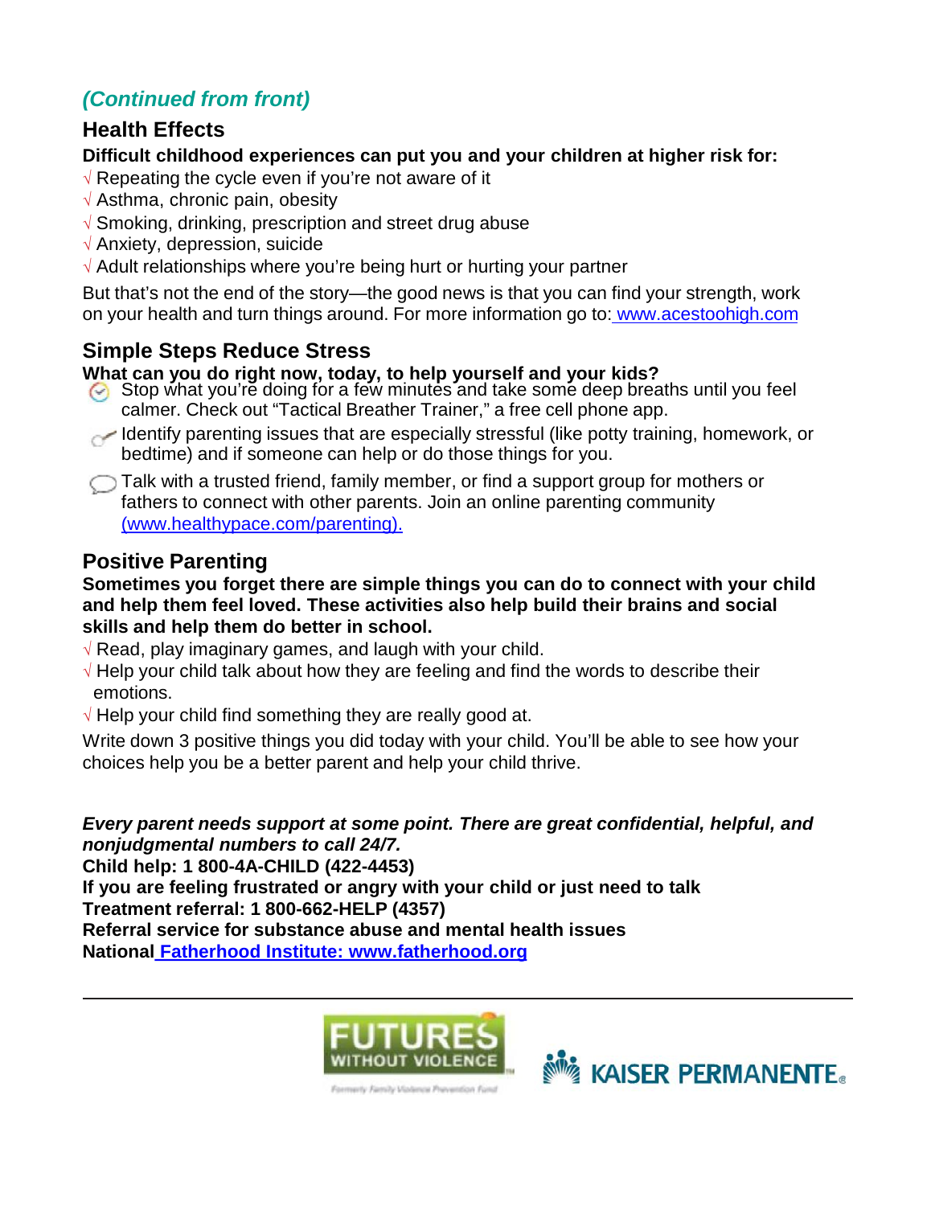*(Continued from front)*

## Health Effects

**Difficult childhood experiences can put you and your children at higher risk for:**

√ Repeating the cycle even if you're not aware of it
√ Asthma, chronic pain, obesity
√ Smoking, drinking, prescription and street drug abuse
√ Anxiety, depression, suicide
√ Adult relationships where you're being hurt or hurting your partner

But that's not the end of the story—the good news is that you can find your strength, work on your health and turn things around. For more information go to: www.acestoohigh.com

## Simple Steps Reduce Stress

**What can you do right now, today, to help yourself and your kids?**

- Stop what you're doing for a few minutes and take some deep breaths until you feel calmer. Check out "Tactical Breather Trainer," a free cell phone app.
- Identify parenting issues that are especially stressful (like potty training, homework, or bedtime) and if someone can help or do those things for you.
- Talk with a trusted friend, family member, or find a support group for mothers or fathers to connect with other parents. Join an online parenting community (www.healthypace.com/parenting).

## Positive Parenting

**Sometimes you forget there are simple things you can do to connect with your child and help them feel loved. These activities also help build their brains and social skills and help them do better in school.**

√ Read, play imaginary games, and laugh with your child.
√ Help your child talk about how they are feeling and find the words to describe their emotions.
√ Help your child find something they are really good at.

Write down 3 positive things you did today with your child. You'll be able to see how your choices help you be a better parent and help your child thrive.

***Every parent needs support at some point. There are great confidential, helpful, and nonjudgmental numbers to call 24/7.***

**Child help: 1 800-4A-CHILD (422-4453)**
**If you are feeling frustrated or angry with your child or just need to talk**
**Treatment referral: 1 800-662-HELP (4357)**
**Referral service for substance abuse and mental health issues**
**National Fatherhood Institute: www.fatherhood.org**

FUTURES WITHOUT VIOLENCE
Formerly Family Violence Prevention Fund

KAISER PERMANENTE